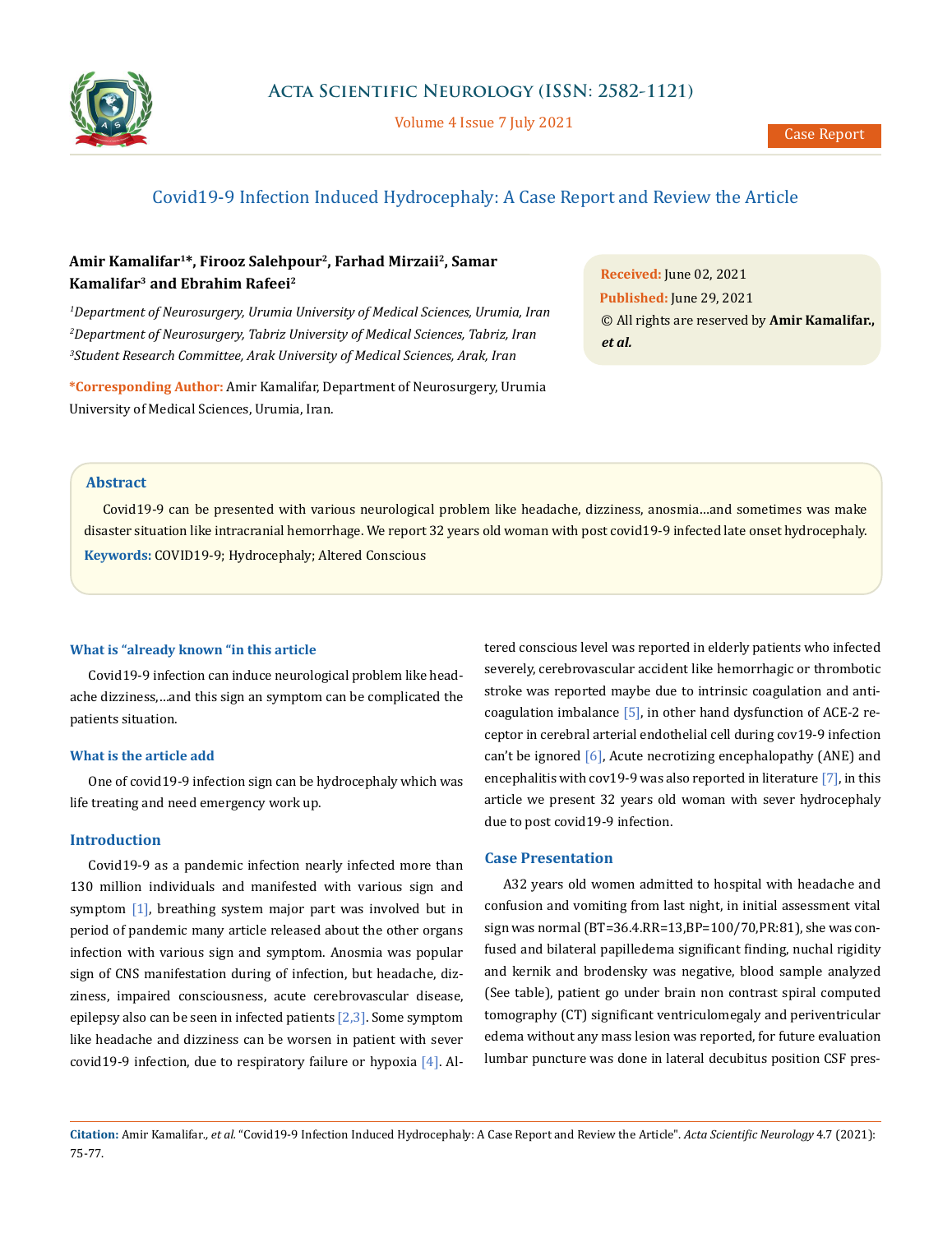Case Report

# Covid19-9 Infection Induced Hydrocephaly: A Case Report and Review the Article

**Amir Kamalifar[1]*, Firooz Salehpour[2], Farhad Mirzaii[2], Samar Kamalifar[3] and Ebrahim Rafeei[2]**

[1]*Department of Neurosurgery, Urumia University of Medical Sciences, Urumia, Iran*
[2]*Department of Neurosurgery, Tabriz University of Medical Sciences, Tabriz, Iran*
[3]*Student Research Committee, Arak University of Medical Sciences, Arak, Iran*

**\*Corresponding Author:** Amir Kamalifar, Department of Neurosurgery, Urumia University of Medical Sciences, Urumia, Iran.

**Received:** June 02, 2021
**Published:** June 29, 2021
© All rights are reserved by **Amir Kamalifar., *et al.***

## Abstract

Covid19-9 can be presented with various neurological problem like headache, dizziness, anosmia…and sometimes was make disaster situation like intracranial hemorrhage. We report 32 years old woman with post covid19-9 infected late onset hydrocephaly.

**Keywords:** COVID19-9; Hydrocephaly; Altered Conscious

### What is "already known "in this article

Covid19-9 infection can induce neurological problem like headache dizziness,…and this sign an symptom can be complicated the patients situation.

### What is the article add

One of covid19-9 infection sign can be hydrocephaly which was life treating and need emergency work up.

## Introduction

Covid19-9 as a pandemic infection nearly infected more than 130 million individuals and manifested with various sign and symptom [1], breathing system major part was involved but in period of pandemic many article released about the other organs infection with various sign and symptom. Anosmia was popular sign of CNS manifestation during of infection, but headache, dizziness, impaired consciousness, acute cerebrovascular disease, epilepsy also can be seen in infected patients [2,3]. Some symptom like headache and dizziness can be worsen in patient with sever covid19-9 infection, due to respiratory failure or hypoxia [4]. Altered conscious level was reported in elderly patients who infected severely, cerebrovascular accident like hemorrhagic or thrombotic stroke was reported maybe due to intrinsic coagulation and anticoagulation imbalance [5], in other hand dysfunction of ACE-2 receptor in cerebral arterial endothelial cell during cov19-9 infection can't be ignored [6], Acute necrotizing encephalopathy (ANE) and encephalitis with cov19-9 was also reported in literature [7], in this article we present 32 years old woman with sever hydrocephaly due to post covid19-9 infection.

## Case Presentation

A32 years old women admitted to hospital with headache and confusion and vomiting from last night, in initial assessment vital sign was normal (BT=36.4.RR=13,BP=100/70,PR:81), she was confused and bilateral papilledema significant finding, nuchal rigidity and kernik and brodensky was negative, blood sample analyzed (See table), patient go under brain non contrast spiral computed tomography (CT) significant ventriculomegaly and periventricular edema without any mass lesion was reported, for future evaluation lumbar puncture was done in lateral decubitus position CSF pres-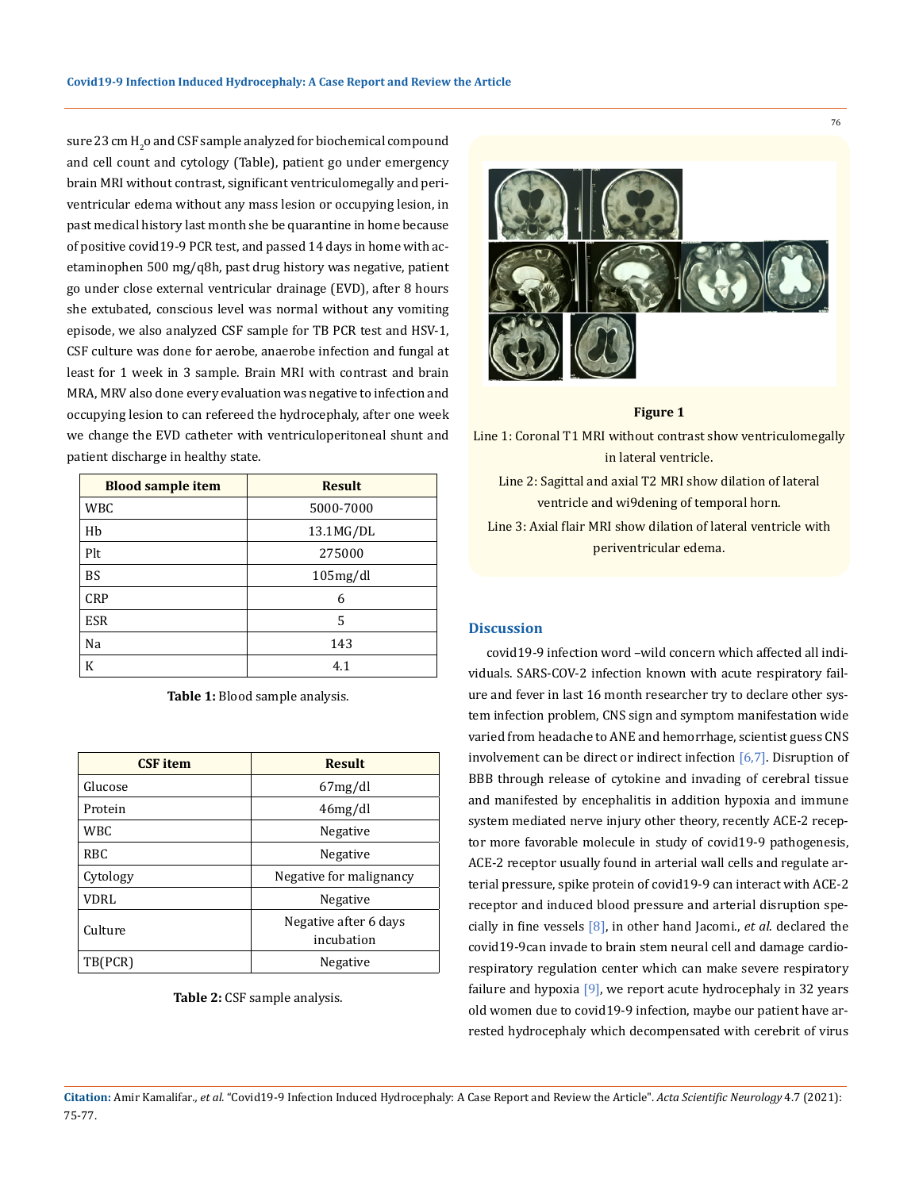sure 23 cm $H_2o$ and CSF sample analyzed for biochemical compound and cell count and cytology (Table), patient go under emergency brain MRI without contrast, significant ventriculomegally and periventricular edema without any mass lesion or occupying lesion, in past medical history last month she be quarantine in home because of positive covid19-9 PCR test, and passed 14 days in home with acetaminophen 500 mg/q8h, past drug history was negative, patient go under close external ventricular drainage (EVD), after 8 hours she extubated, conscious level was normal without any vomiting episode, we also analyzed CSF sample for TB PCR test and HSV-1, CSF culture was done for aerobe, anaerobe infection and fungal at least for 1 week in 3 sample. Brain MRI with contrast and brain MRA, MRV also done every evaluation was negative to infection and occupying lesion to can refereed the hydrocephaly, after one week we change the EVD catheter with ventriculoperitoneal shunt and patient discharge in healthy state.

| Blood sample item | Result |
|---|---|
| WBC | 5000-7000 |
| Hb | 13.1MG/DL |
| Plt | 275000 |
| BS | 105mg/dl |
| CRP | 6 |
| ESR | 5 |
| Na | 143 |
| K | 4.1 |

**Table 1:** Blood sample analysis.

| CSF item | Result |
|---|---|
| Glucose | 67mg/dl |
| Protein | 46mg/dl |
| WBC | Negative |
| RBC | Negative |
| Cytology | Negative for malignancy |
| VDRL | Negative |
| Culture | Negative after 6 days incubation |
| TB(PCR) | Negative |

**Table 2:** CSF sample analysis.

**Figure 1**

Line 1: Coronal T1 MRI without contrast show ventriculomegally in lateral ventricle.

Line 2: Sagittal and axial T2 MRI show dilation of lateral ventricle and wi9dening of temporal horn.

Line 3: Axial flair MRI show dilation of lateral ventricle with periventricular edema.

## Discussion

covid19-9 infection word –wild concern which affected all individuals. SARS-COV-2 infection known with acute respiratory failure and fever in last 16 month researcher try to declare other system infection problem, CNS sign and symptom manifestation wide varied from headache to ANE and hemorrhage, scientist guess CNS involvement can be direct or indirect infection [6,7]. Disruption of BBB through release of cytokine and invading of cerebral tissue and manifested by encephalitis in addition hypoxia and immune system mediated nerve injury other theory, recently ACE-2 receptor more favorable molecule in study of covid19-9 pathogenesis, ACE-2 receptor usually found in arterial wall cells and regulate arterial pressure, spike protein of covid19-9 can interact with ACE-2 receptor and induced blood pressure and arterial disruption specially in fine vessels [8], in other hand Jacomi., *et al*. declared the covid19-9can invade to brain stem neural cell and damage cardiorespiratory regulation center which can make severe respiratory failure and hypoxia [9], we report acute hydrocephaly in 32 years old women due to covid19-9 infection, maybe our patient have arrested hydrocephaly which decompensated with cerebrit of virus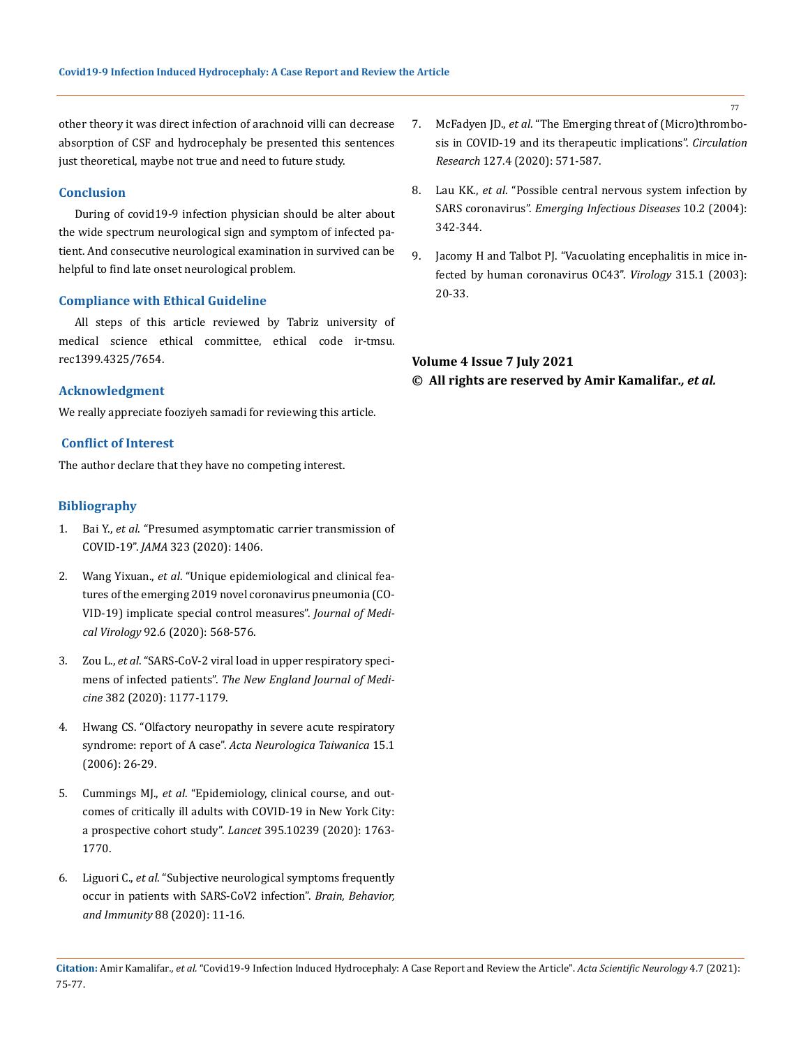other theory it was direct infection of arachnoid villi can decrease absorption of CSF and hydrocephaly be presented this sentences just theoretical, maybe not true and need to future study.

## Conclusion

During of covid19-9 infection physician should be alter about the wide spectrum neurological sign and symptom of infected patient. And consecutive neurological examination in survived can be helpful to find late onset neurological problem.

## Compliance with Ethical Guideline

All steps of this article reviewed by Tabriz university of medical science ethical committee, ethical code ir-tmsu. rec1399.4325/7654.

## Acknowledgment

We really appreciate fooziyeh samadi for reviewing this article.

## Conflict of Interest

The author declare that they have no competing interest.

## Bibliography

1. Bai Y., *et al*. "Presumed asymptomatic carrier transmission of COVID-19". *JAMA* 323 (2020): 1406.
2. Wang Yixuan., *et al*. "Unique epidemiological and clinical features of the emerging 2019 novel coronavirus pneumonia (COVID-19) implicate special control measures". *Journal of Medical Virology* 92.6 (2020): 568-576.
3. Zou L., *et al*. "SARS-CoV-2 viral load in upper respiratory specimens of infected patients". *The New England Journal of Medicine* 382 (2020): 1177-1179.
4. Hwang CS. "Olfactory neuropathy in severe acute respiratory syndrome: report of A case". *Acta Neurologica Taiwanica* 15.1 (2006): 26-29.
5. Cummings MJ., *et al*. "Epidemiology, clinical course, and outcomes of critically ill adults with COVID-19 in New York City: a prospective cohort study". *Lancet* 395.10239 (2020): 1763-1770.
6. Liguori C., *et al*. "Subjective neurological symptoms frequently occur in patients with SARS-CoV2 infection". *Brain, Behavior, and Immunity* 88 (2020): 11-16.
7. McFadyen JD., *et al*. "The Emerging threat of (Micro)thrombosis in COVID-19 and its therapeutic implications". *Circulation Research* 127.4 (2020): 571-587.
8. Lau KK., *et al*. "Possible central nervous system infection by SARS coronavirus". *Emerging Infectious Diseases* 10.2 (2004): 342-344.
9. Jacomy H and Talbot PJ. "Vacuolating encephalitis in mice infected by human coronavirus OC43". *Virology* 315.1 (2003): 20-33.

**Volume 4 Issue 7 July 2021**
**© All rights are reserved by Amir Kamalifar., *et al.***